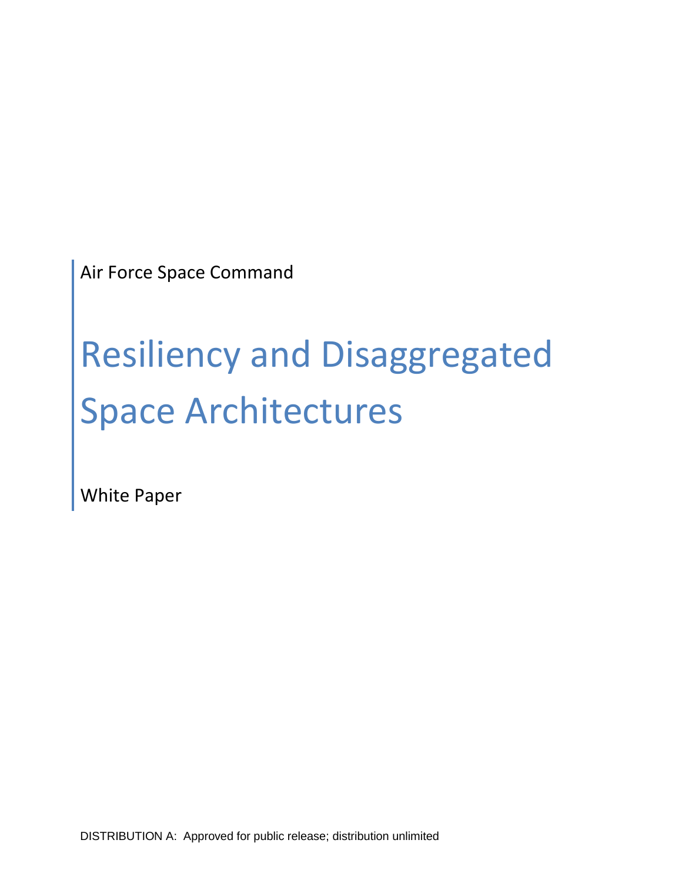Air Force Space Command

# Resiliency and Disaggregated Space Architectures

White Paper

DISTRIBUTION A: Approved for public release; distribution unlimited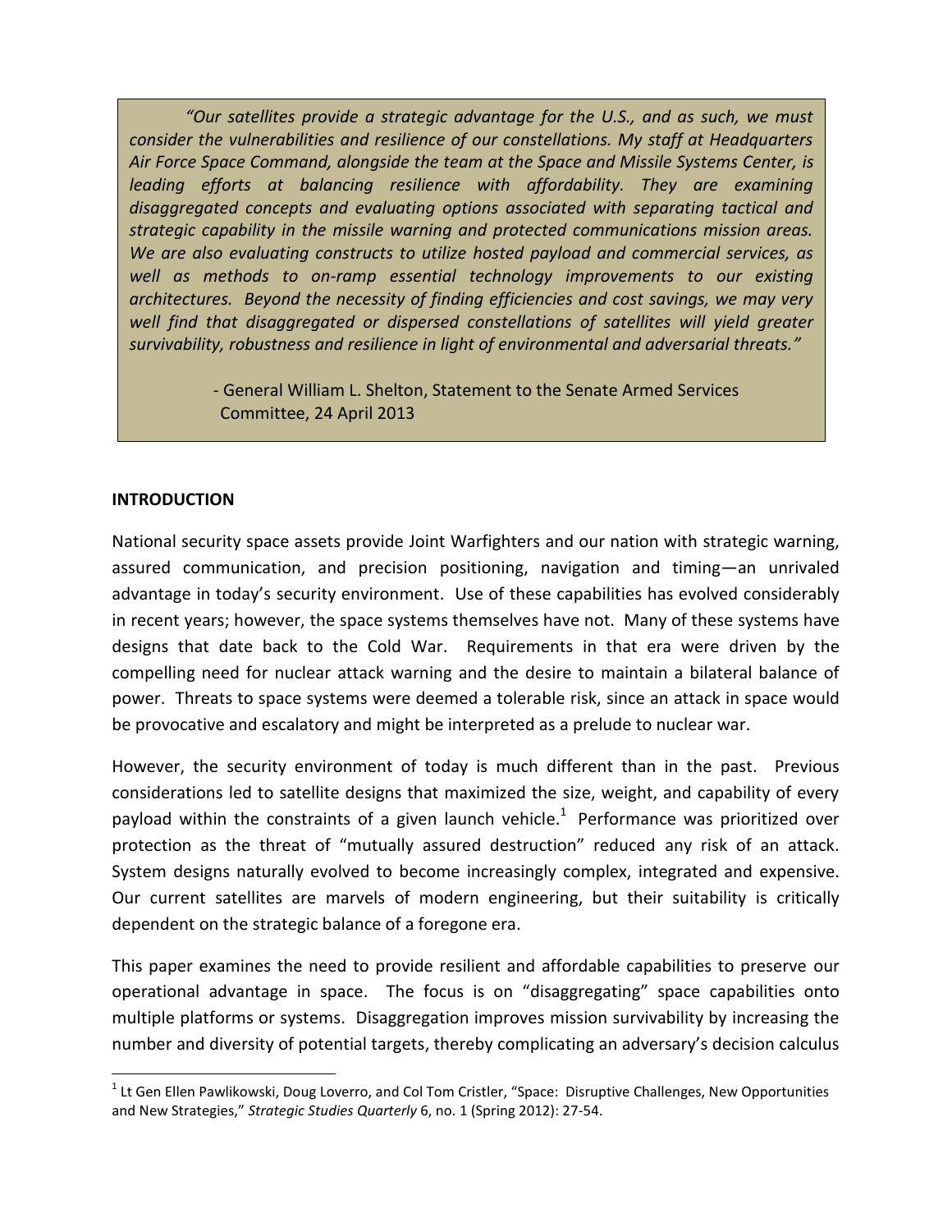> *"Our satellites provide a strategic advantage for the U.S., and as such, we must consider the vulnerabilities and resilience of our constellations. My staff at Headquarters Air Force Space Command, alongside the team at the Space and Missile Systems Center, is leading efforts at balancing resilience with affordability. They are examining disaggregated concepts and evaluating options associated with separating tactical and strategic capability in the missile warning and protected communications mission areas. We are also evaluating constructs to utilize hosted payload and commercial services, as well as methods to on-ramp essential technology improvements to our existing architectures. Beyond the necessity of finding efficiencies and cost savings, we may very well find that disaggregated or dispersed constellations of satellites will yield greater survivability, robustness and resilience in light of environmental and adversarial threats."*
>
> - General William L. Shelton, Statement to the Senate Armed Services Committee, 24 April 2013

**INTRODUCTION**

National security space assets provide Joint Warfighters and our nation with strategic warning, assured communication, and precision positioning, navigation and timing—an unrivaled advantage in today's security environment. Use of these capabilities has evolved considerably in recent years; however, the space systems themselves have not. Many of these systems have designs that date back to the Cold War. Requirements in that era were driven by the compelling need for nuclear attack warning and the desire to maintain a bilateral balance of power. Threats to space systems were deemed a tolerable risk, since an attack in space would be provocative and escalatory and might be interpreted as a prelude to nuclear war.

However, the security environment of today is much different than in the past. Previous considerations led to satellite designs that maximized the size, weight, and capability of every payload within the constraints of a given launch vehicle.[1] Performance was prioritized over protection as the threat of "mutually assured destruction" reduced any risk of an attack. System designs naturally evolved to become increasingly complex, integrated and expensive. Our current satellites are marvels of modern engineering, but their suitability is critically dependent on the strategic balance of a foregone era.

This paper examines the need to provide resilient and affordable capabilities to preserve our operational advantage in space. The focus is on "disaggregating" space capabilities onto multiple platforms or systems. Disaggregation improves mission survivability by increasing the number and diversity of potential targets, thereby complicating an adversary's decision calculus

---

[1] Lt Gen Ellen Pawlikowski, Doug Loverro, and Col Tom Cristler, "Space: Disruptive Challenges, New Opportunities and New Strategies," *Strategic Studies Quarterly* 6, no. 1 (Spring 2012): 27-54.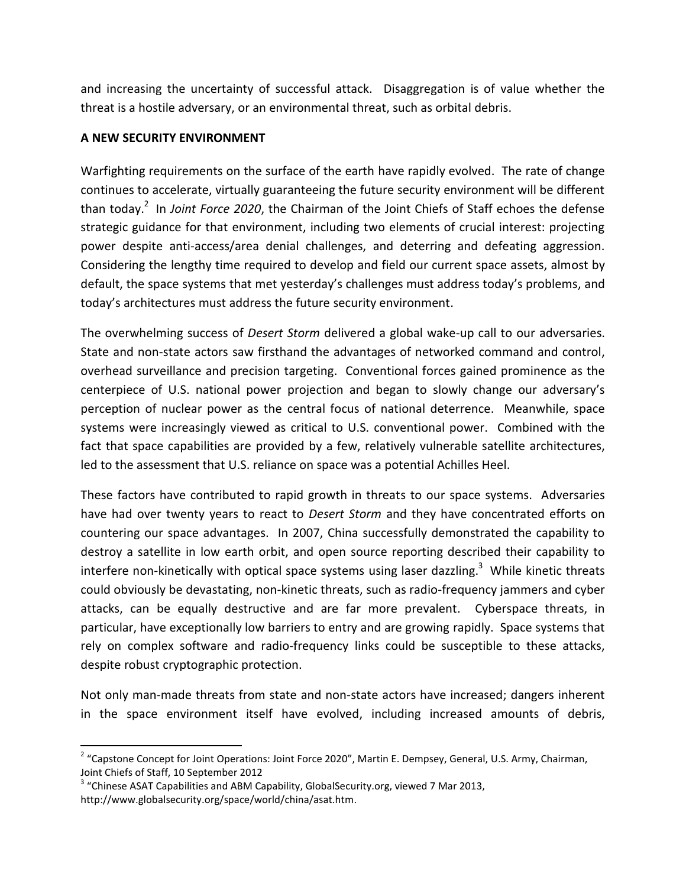and increasing the uncertainty of successful attack. Disaggregation is of value whether the threat is a hostile adversary, or an environmental threat, such as orbital debris.

## A NEW SECURITY ENVIRONMENT

Warfighting requirements on the surface of the earth have rapidly evolved. The rate of change continues to accelerate, virtually guaranteeing the future security environment will be different than today.[2] In *Joint Force 2020*, the Chairman of the Joint Chiefs of Staff echoes the defense strategic guidance for that environment, including two elements of crucial interest: projecting power despite anti-access/area denial challenges, and deterring and defeating aggression. Considering the lengthy time required to develop and field our current space assets, almost by default, the space systems that met yesterday's challenges must address today's problems, and today's architectures must address the future security environment.

The overwhelming success of *Desert Storm* delivered a global wake-up call to our adversaries. State and non-state actors saw firsthand the advantages of networked command and control, overhead surveillance and precision targeting. Conventional forces gained prominence as the centerpiece of U.S. national power projection and began to slowly change our adversary's perception of nuclear power as the central focus of national deterrence. Meanwhile, space systems were increasingly viewed as critical to U.S. conventional power. Combined with the fact that space capabilities are provided by a few, relatively vulnerable satellite architectures, led to the assessment that U.S. reliance on space was a potential Achilles Heel.

These factors have contributed to rapid growth in threats to our space systems. Adversaries have had over twenty years to react to *Desert Storm* and they have concentrated efforts on countering our space advantages. In 2007, China successfully demonstrated the capability to destroy a satellite in low earth orbit, and open source reporting described their capability to interfere non-kinetically with optical space systems using laser dazzling.[3] While kinetic threats could obviously be devastating, non-kinetic threats, such as radio-frequency jammers and cyber attacks, can be equally destructive and are far more prevalent. Cyberspace threats, in particular, have exceptionally low barriers to entry and are growing rapidly. Space systems that rely on complex software and radio-frequency links could be susceptible to these attacks, despite robust cryptographic protection.

Not only man-made threats from state and non-state actors have increased; dangers inherent in the space environment itself have evolved, including increased amounts of debris,

---

[2] "Capstone Concept for Joint Operations: Joint Force 2020", Martin E. Dempsey, General, U.S. Army, Chairman, Joint Chiefs of Staff, 10 September 2012

[3] "Chinese ASAT Capabilities and ABM Capability, GlobalSecurity.org, viewed 7 Mar 2013, http://www.globalsecurity.org/space/world/china/asat.htm.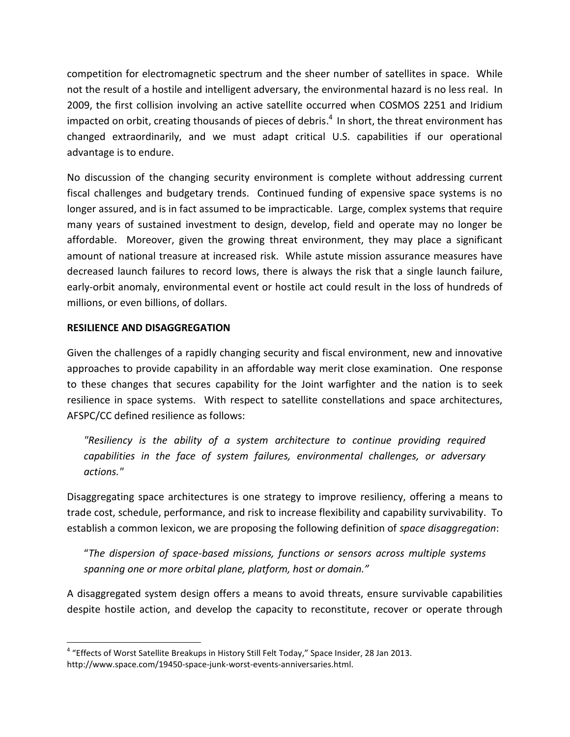competition for electromagnetic spectrum and the sheer number of satellites in space. While not the result of a hostile and intelligent adversary, the environmental hazard is no less real. In 2009, the first collision involving an active satellite occurred when COSMOS 2251 and Iridium impacted on orbit, creating thousands of pieces of debris.[4] In short, the threat environment has changed extraordinarily, and we must adapt critical U.S. capabilities if our operational advantage is to endure.

No discussion of the changing security environment is complete without addressing current fiscal challenges and budgetary trends. Continued funding of expensive space systems is no longer assured, and is in fact assumed to be impracticable. Large, complex systems that require many years of sustained investment to design, develop, field and operate may no longer be affordable. Moreover, given the growing threat environment, they may place a significant amount of national treasure at increased risk. While astute mission assurance measures have decreased launch failures to record lows, there is always the risk that a single launch failure, early-orbit anomaly, environmental event or hostile act could result in the loss of hundreds of millions, or even billions, of dollars.

**RESILIENCE AND DISAGGREGATION**

Given the challenges of a rapidly changing security and fiscal environment, new and innovative approaches to provide capability in an affordable way merit close examination. One response to these changes that secures capability for the Joint warfighter and the nation is to seek resilience in space systems. With respect to satellite constellations and space architectures, AFSPC/CC defined resilience as follows:

> *"Resiliency is the ability of a system architecture to continue providing required capabilities in the face of system failures, environmental challenges, or adversary actions."*

Disaggregating space architectures is one strategy to improve resiliency, offering a means to trade cost, schedule, performance, and risk to increase flexibility and capability survivability. To establish a common lexicon, we are proposing the following definition of *space disaggregation*:

> "*The dispersion of space-based missions, functions or sensors across multiple systems spanning one or more orbital plane, platform, host or domain.*"

A disaggregated system design offers a means to avoid threats, ensure survivable capabilities despite hostile action, and develop the capacity to reconstitute, recover or operate through

[4] "Effects of Worst Satellite Breakups in History Still Felt Today," Space Insider, 28 Jan 2013. http://www.space.com/19450-space-junk-worst-events-anniversaries.html.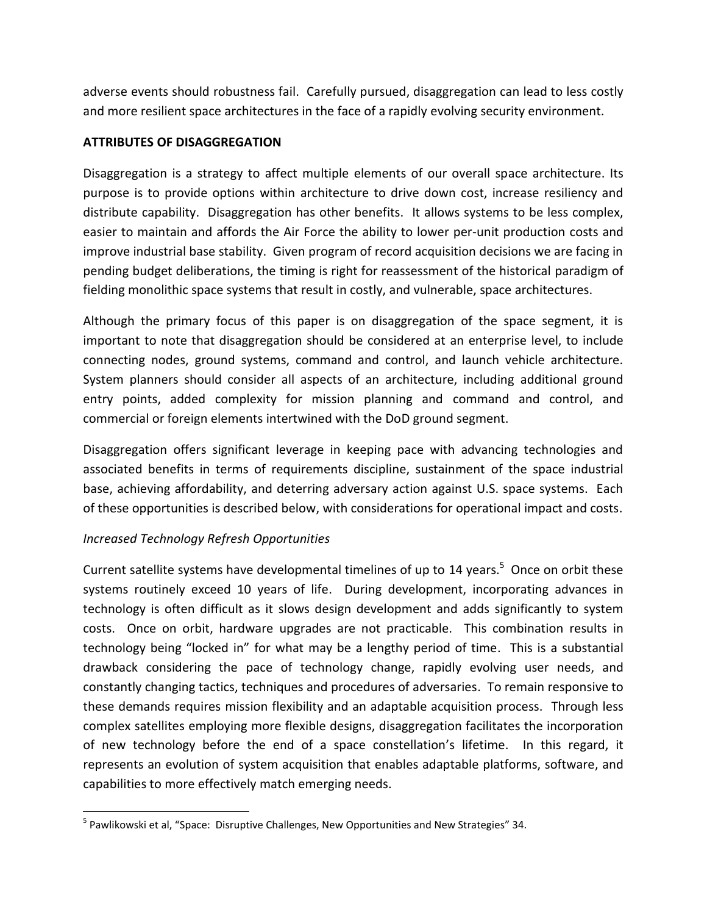adverse events should robustness fail. Carefully pursued, disaggregation can lead to less costly and more resilient space architectures in the face of a rapidly evolving security environment.

## ATTRIBUTES OF DISAGGREGATION

Disaggregation is a strategy to affect multiple elements of our overall space architecture. Its purpose is to provide options within architecture to drive down cost, increase resiliency and distribute capability. Disaggregation has other benefits. It allows systems to be less complex, easier to maintain and affords the Air Force the ability to lower per-unit production costs and improve industrial base stability. Given program of record acquisition decisions we are facing in pending budget deliberations, the timing is right for reassessment of the historical paradigm of fielding monolithic space systems that result in costly, and vulnerable, space architectures.

Although the primary focus of this paper is on disaggregation of the space segment, it is important to note that disaggregation should be considered at an enterprise level, to include connecting nodes, ground systems, command and control, and launch vehicle architecture. System planners should consider all aspects of an architecture, including additional ground entry points, added complexity for mission planning and command and control, and commercial or foreign elements intertwined with the DoD ground segment.

Disaggregation offers significant leverage in keeping pace with advancing technologies and associated benefits in terms of requirements discipline, sustainment of the space industrial base, achieving affordability, and deterring adversary action against U.S. space systems. Each of these opportunities is described below, with considerations for operational impact and costs.

### *Increased Technology Refresh Opportunities*

Current satellite systems have developmental timelines of up to 14 years.[5] Once on orbit these systems routinely exceed 10 years of life. During development, incorporating advances in technology is often difficult as it slows design development and adds significantly to system costs. Once on orbit, hardware upgrades are not practicable. This combination results in technology being "locked in" for what may be a lengthy period of time. This is a substantial drawback considering the pace of technology change, rapidly evolving user needs, and constantly changing tactics, techniques and procedures of adversaries. To remain responsive to these demands requires mission flexibility and an adaptable acquisition process. Through less complex satellites employing more flexible designs, disaggregation facilitates the incorporation of new technology before the end of a space constellation's lifetime. In this regard, it represents an evolution of system acquisition that enables adaptable platforms, software, and capabilities to more effectively match emerging needs.

---

[5] Pawlikowski et al, "Space: Disruptive Challenges, New Opportunities and New Strategies" 34.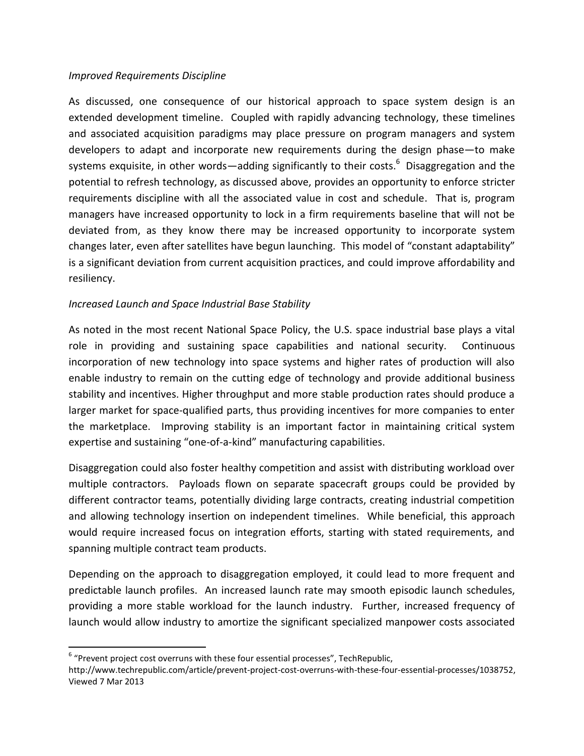*Improved Requirements Discipline*

As discussed, one consequence of our historical approach to space system design is an extended development timeline. Coupled with rapidly advancing technology, these timelines and associated acquisition paradigms may place pressure on program managers and system developers to adapt and incorporate new requirements during the design phase—to make systems exquisite, in other words—adding significantly to their costs.[6] Disaggregation and the potential to refresh technology, as discussed above, provides an opportunity to enforce stricter requirements discipline with all the associated value in cost and schedule. That is, program managers have increased opportunity to lock in a firm requirements baseline that will not be deviated from, as they know there may be increased opportunity to incorporate system changes later, even after satellites have begun launching. This model of "constant adaptability" is a significant deviation from current acquisition practices, and could improve affordability and resiliency.

*Increased Launch and Space Industrial Base Stability*

As noted in the most recent National Space Policy, the U.S. space industrial base plays a vital role in providing and sustaining space capabilities and national security. Continuous incorporation of new technology into space systems and higher rates of production will also enable industry to remain on the cutting edge of technology and provide additional business stability and incentives. Higher throughput and more stable production rates should produce a larger market for space-qualified parts, thus providing incentives for more companies to enter the marketplace. Improving stability is an important factor in maintaining critical system expertise and sustaining "one-of-a-kind" manufacturing capabilities.

Disaggregation could also foster healthy competition and assist with distributing workload over multiple contractors. Payloads flown on separate spacecraft groups could be provided by different contractor teams, potentially dividing large contracts, creating industrial competition and allowing technology insertion on independent timelines. While beneficial, this approach would require increased focus on integration efforts, starting with stated requirements, and spanning multiple contract team products.

Depending on the approach to disaggregation employed, it could lead to more frequent and predictable launch profiles. An increased launch rate may smooth episodic launch schedules, providing a more stable workload for the launch industry. Further, increased frequency of launch would allow industry to amortize the significant specialized manpower costs associated

---

[6] "Prevent project cost overruns with these four essential processes", TechRepublic, http://www.techrepublic.com/article/prevent-project-cost-overruns-with-these-four-essential-processes/1038752, Viewed 7 Mar 2013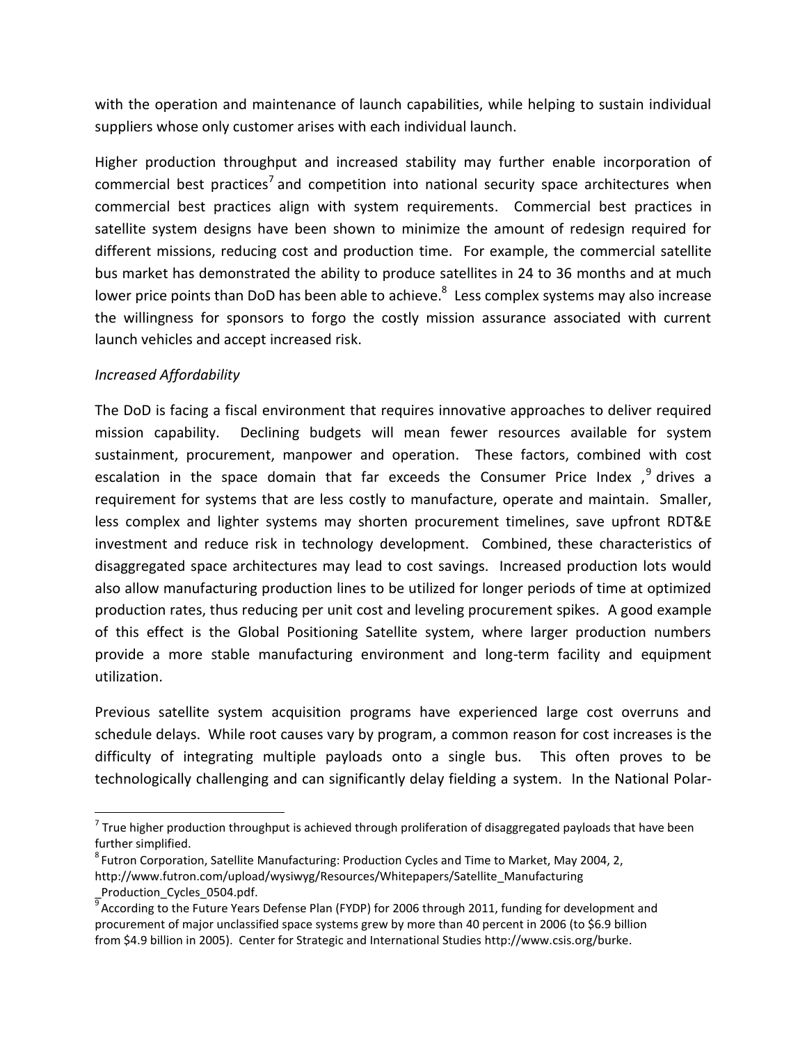with the operation and maintenance of launch capabilities, while helping to sustain individual suppliers whose only customer arises with each individual launch.

Higher production throughput and increased stability may further enable incorporation of commercial best practices[7] and competition into national security space architectures when commercial best practices align with system requirements. Commercial best practices in satellite system designs have been shown to minimize the amount of redesign required for different missions, reducing cost and production time. For example, the commercial satellite bus market has demonstrated the ability to produce satellites in 24 to 36 months and at much lower price points than DoD has been able to achieve.[8] Less complex systems may also increase the willingness for sponsors to forgo the costly mission assurance associated with current launch vehicles and accept increased risk.

*Increased Affordability*

The DoD is facing a fiscal environment that requires innovative approaches to deliver required mission capability. Declining budgets will mean fewer resources available for system sustainment, procurement, manpower and operation. These factors, combined with cost escalation in the space domain that far exceeds the Consumer Price Index ,[9] drives a requirement for systems that are less costly to manufacture, operate and maintain. Smaller, less complex and lighter systems may shorten procurement timelines, save upfront RDT&E investment and reduce risk in technology development. Combined, these characteristics of disaggregated space architectures may lead to cost savings. Increased production lots would also allow manufacturing production lines to be utilized for longer periods of time at optimized production rates, thus reducing per unit cost and leveling procurement spikes. A good example of this effect is the Global Positioning Satellite system, where larger production numbers provide a more stable manufacturing environment and long-term facility and equipment utilization.

Previous satellite system acquisition programs have experienced large cost overruns and schedule delays. While root causes vary by program, a common reason for cost increases is the difficulty of integrating multiple payloads onto a single bus. This often proves to be technologically challenging and can significantly delay fielding a system. In the National Polar-

---

[7] True higher production throughput is achieved through proliferation of disaggregated payloads that have been further simplified.

[8] Futron Corporation, Satellite Manufacturing: Production Cycles and Time to Market, May 2004, 2, http://www.futron.com/upload/wysiwyg/Resources/Whitepapers/Satellite_Manufacturing_Production_Cycles_0504.pdf.

[9] According to the Future Years Defense Plan (FYDP) for 2006 through 2011, funding for development and procurement of major unclassified space systems grew by more than 40 percent in 2006 (to $6.9 billion from $4.9 billion in 2005). Center for Strategic and International Studies http://www.csis.org/burke.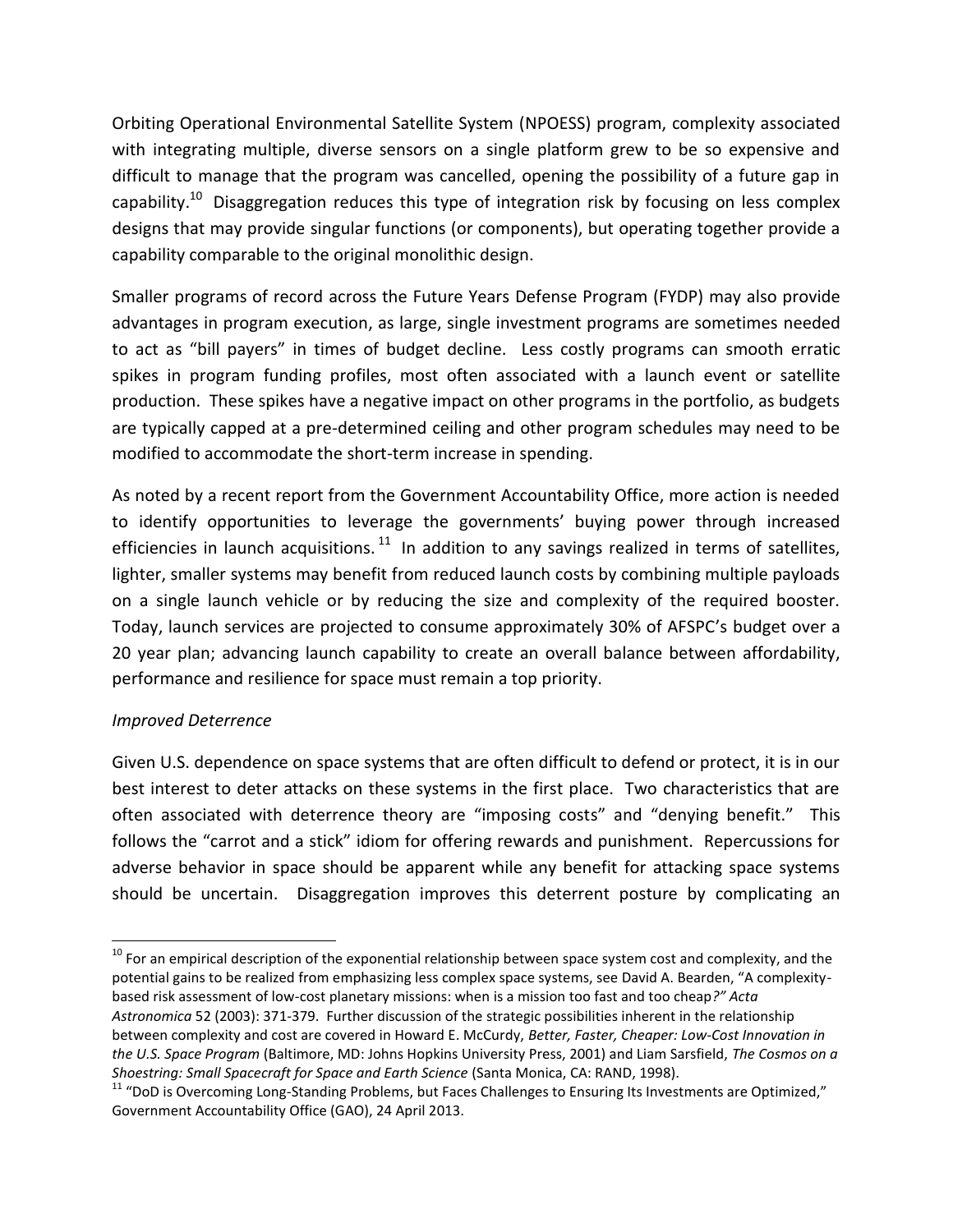Orbiting Operational Environmental Satellite System (NPOESS) program, complexity associated with integrating multiple, diverse sensors on a single platform grew to be so expensive and difficult to manage that the program was cancelled, opening the possibility of a future gap in capability.[10] Disaggregation reduces this type of integration risk by focusing on less complex designs that may provide singular functions (or components), but operating together provide a capability comparable to the original monolithic design.

Smaller programs of record across the Future Years Defense Program (FYDP) may also provide advantages in program execution, as large, single investment programs are sometimes needed to act as "bill payers" in times of budget decline. Less costly programs can smooth erratic spikes in program funding profiles, most often associated with a launch event or satellite production. These spikes have a negative impact on other programs in the portfolio, as budgets are typically capped at a pre-determined ceiling and other program schedules may need to be modified to accommodate the short-term increase in spending.

As noted by a recent report from the Government Accountability Office, more action is needed to identify opportunities to leverage the governments' buying power through increased efficiencies in launch acquisitions.[11] In addition to any savings realized in terms of satellites, lighter, smaller systems may benefit from reduced launch costs by combining multiple payloads on a single launch vehicle or by reducing the size and complexity of the required booster. Today, launch services are projected to consume approximately 30% of AFSPC's budget over a 20 year plan; advancing launch capability to create an overall balance between affordability, performance and resilience for space must remain a top priority.

*Improved Deterrence*

Given U.S. dependence on space systems that are often difficult to defend or protect, it is in our best interest to deter attacks on these systems in the first place. Two characteristics that are often associated with deterrence theory are "imposing costs" and "denying benefit." This follows the "carrot and a stick" idiom for offering rewards and punishment. Repercussions for adverse behavior in space should be apparent while any benefit for attacking space systems should be uncertain. Disaggregation improves this deterrent posture by complicating an

---

[10] For an empirical description of the exponential relationship between space system cost and complexity, and the potential gains to be realized from emphasizing less complex space systems, see David A. Bearden, "A complexity-based risk assessment of low-cost planetary missions: when is a mission too fast and too cheap?" *Acta Astronomica* 52 (2003): 371-379. Further discussion of the strategic possibilities inherent in the relationship between complexity and cost are covered in Howard E. McCurdy, *Better, Faster, Cheaper: Low-Cost Innovation in the U.S. Space Program* (Baltimore, MD: Johns Hopkins University Press, 2001) and Liam Sarsfield, *The Cosmos on a Shoestring: Small Spacecraft for Space and Earth Science* (Santa Monica, CA: RAND, 1998).

[11] "DoD is Overcoming Long-Standing Problems, but Faces Challenges to Ensuring Its Investments are Optimized," Government Accountability Office (GAO), 24 April 2013.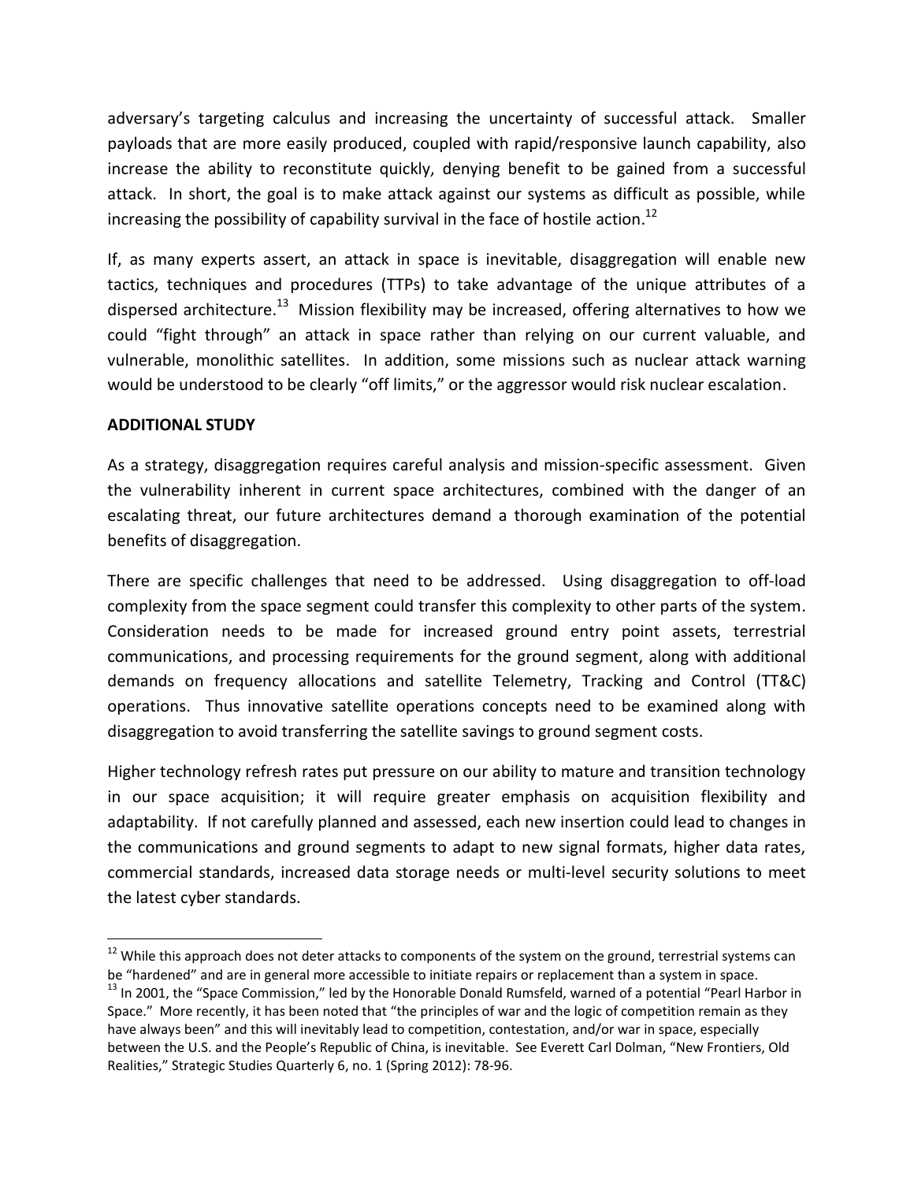adversary's targeting calculus and increasing the uncertainty of successful attack. Smaller payloads that are more easily produced, coupled with rapid/responsive launch capability, also increase the ability to reconstitute quickly, denying benefit to be gained from a successful attack. In short, the goal is to make attack against our systems as difficult as possible, while increasing the possibility of capability survival in the face of hostile action.[12]

If, as many experts assert, an attack in space is inevitable, disaggregation will enable new tactics, techniques and procedures (TTPs) to take advantage of the unique attributes of a dispersed architecture.[13] Mission flexibility may be increased, offering alternatives to how we could "fight through" an attack in space rather than relying on our current valuable, and vulnerable, monolithic satellites. In addition, some missions such as nuclear attack warning would be understood to be clearly "off limits," or the aggressor would risk nuclear escalation.

## ADDITIONAL STUDY

As a strategy, disaggregation requires careful analysis and mission-specific assessment. Given the vulnerability inherent in current space architectures, combined with the danger of an escalating threat, our future architectures demand a thorough examination of the potential benefits of disaggregation.

There are specific challenges that need to be addressed. Using disaggregation to off-load complexity from the space segment could transfer this complexity to other parts of the system. Consideration needs to be made for increased ground entry point assets, terrestrial communications, and processing requirements for the ground segment, along with additional demands on frequency allocations and satellite Telemetry, Tracking and Control (TT&C) operations. Thus innovative satellite operations concepts need to be examined along with disaggregation to avoid transferring the satellite savings to ground segment costs.

Higher technology refresh rates put pressure on our ability to mature and transition technology in our space acquisition; it will require greater emphasis on acquisition flexibility and adaptability. If not carefully planned and assessed, each new insertion could lead to changes in the communications and ground segments to adapt to new signal formats, higher data rates, commercial standards, increased data storage needs or multi-level security solutions to meet the latest cyber standards.

---

[12] While this approach does not deter attacks to components of the system on the ground, terrestrial systems can be "hardened" and are in general more accessible to initiate repairs or replacement than a system in space.

[13] In 2001, the "Space Commission," led by the Honorable Donald Rumsfeld, warned of a potential "Pearl Harbor in Space." More recently, it has been noted that "the principles of war and the logic of competition remain as they have always been" and this will inevitably lead to competition, contestation, and/or war in space, especially between the U.S. and the People's Republic of China, is inevitable. See Everett Carl Dolman, "New Frontiers, Old Realities," Strategic Studies Quarterly 6, no. 1 (Spring 2012): 78-96.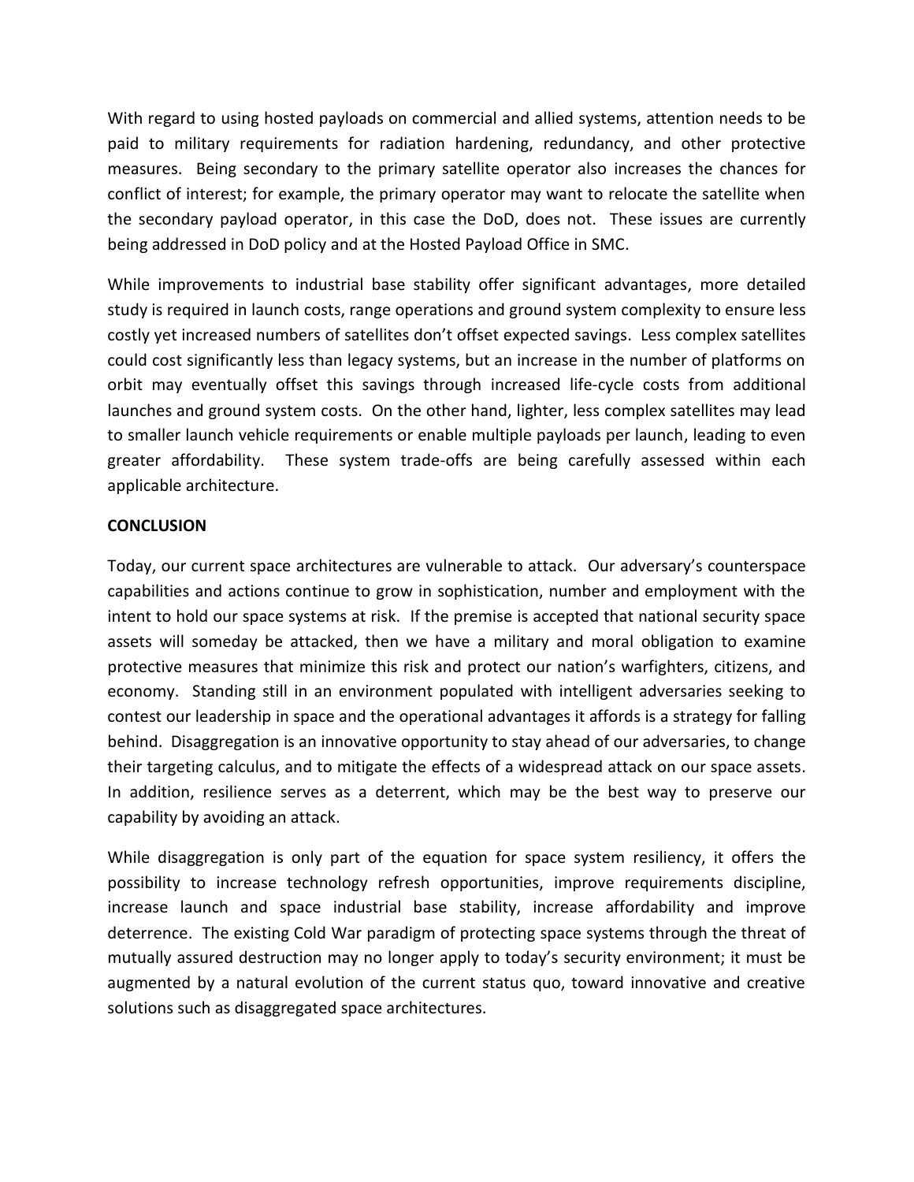With regard to using hosted payloads on commercial and allied systems, attention needs to be paid to military requirements for radiation hardening, redundancy, and other protective measures. Being secondary to the primary satellite operator also increases the chances for conflict of interest; for example, the primary operator may want to relocate the satellite when the secondary payload operator, in this case the DoD, does not. These issues are currently being addressed in DoD policy and at the Hosted Payload Office in SMC.

While improvements to industrial base stability offer significant advantages, more detailed study is required in launch costs, range operations and ground system complexity to ensure less costly yet increased numbers of satellites don't offset expected savings. Less complex satellites could cost significantly less than legacy systems, but an increase in the number of platforms on orbit may eventually offset this savings through increased life-cycle costs from additional launches and ground system costs. On the other hand, lighter, less complex satellites may lead to smaller launch vehicle requirements or enable multiple payloads per launch, leading to even greater affordability. These system trade-offs are being carefully assessed within each applicable architecture.

**CONCLUSION**

Today, our current space architectures are vulnerable to attack. Our adversary's counterspace capabilities and actions continue to grow in sophistication, number and employment with the intent to hold our space systems at risk. If the premise is accepted that national security space assets will someday be attacked, then we have a military and moral obligation to examine protective measures that minimize this risk and protect our nation's warfighters, citizens, and economy. Standing still in an environment populated with intelligent adversaries seeking to contest our leadership in space and the operational advantages it affords is a strategy for falling behind. Disaggregation is an innovative opportunity to stay ahead of our adversaries, to change their targeting calculus, and to mitigate the effects of a widespread attack on our space assets. In addition, resilience serves as a deterrent, which may be the best way to preserve our capability by avoiding an attack.

While disaggregation is only part of the equation for space system resiliency, it offers the possibility to increase technology refresh opportunities, improve requirements discipline, increase launch and space industrial base stability, increase affordability and improve deterrence. The existing Cold War paradigm of protecting space systems through the threat of mutually assured destruction may no longer apply to today's security environment; it must be augmented by a natural evolution of the current status quo, toward innovative and creative solutions such as disaggregated space architectures.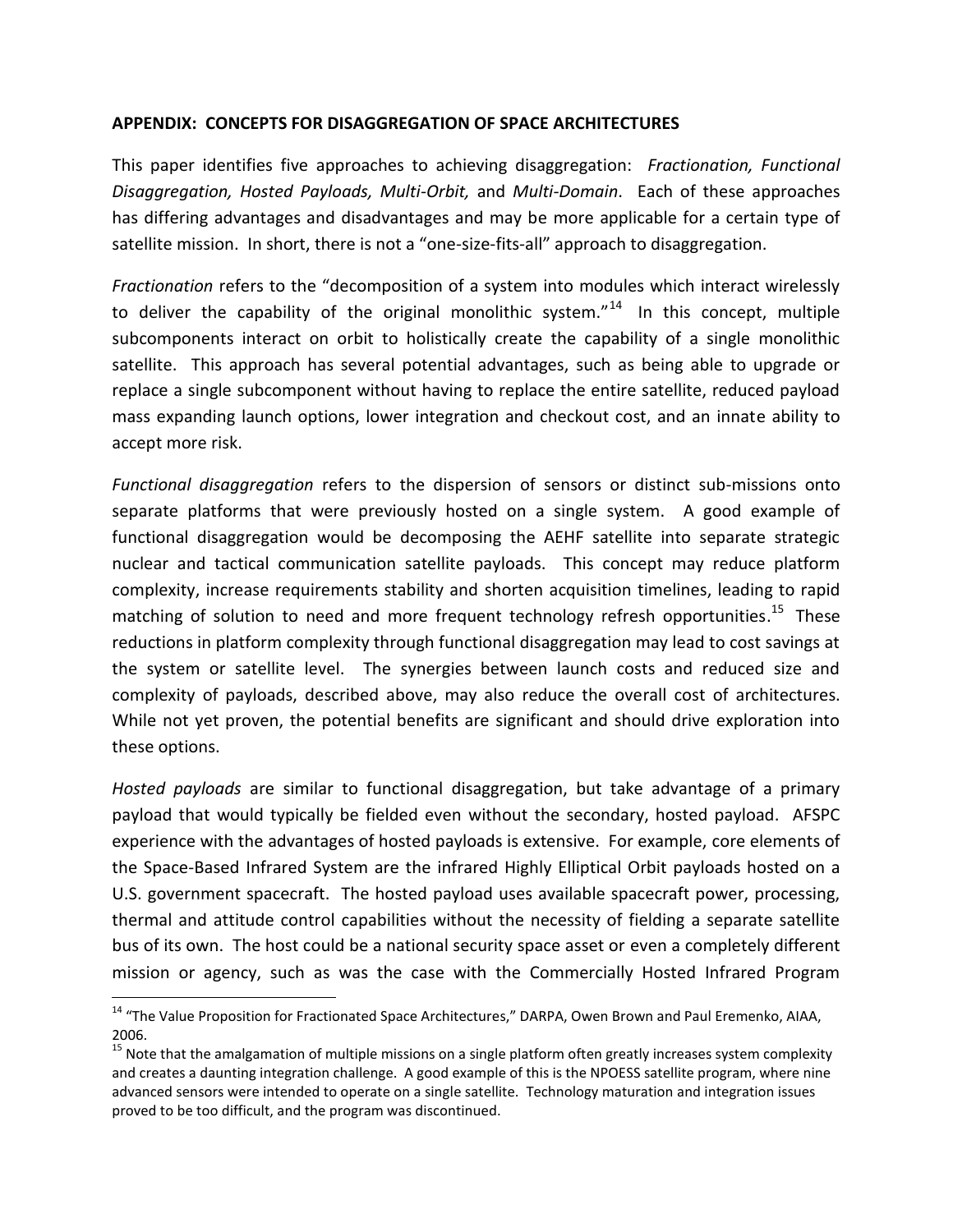**APPENDIX: CONCEPTS FOR DISAGGREGATION OF SPACE ARCHITECTURES**

This paper identifies five approaches to achieving disaggregation: *Fractionation, Functional Disaggregation, Hosted Payloads, Multi-Orbit,* and *Multi-Domain*. Each of these approaches has differing advantages and disadvantages and may be more applicable for a certain type of satellite mission. In short, there is not a "one-size-fits-all" approach to disaggregation.

*Fractionation* refers to the "decomposition of a system into modules which interact wirelessly to deliver the capability of the original monolithic system."[14] In this concept, multiple subcomponents interact on orbit to holistically create the capability of a single monolithic satellite. This approach has several potential advantages, such as being able to upgrade or replace a single subcomponent without having to replace the entire satellite, reduced payload mass expanding launch options, lower integration and checkout cost, and an innate ability to accept more risk.

*Functional disaggregation* refers to the dispersion of sensors or distinct sub-missions onto separate platforms that were previously hosted on a single system. A good example of functional disaggregation would be decomposing the AEHF satellite into separate strategic nuclear and tactical communication satellite payloads. This concept may reduce platform complexity, increase requirements stability and shorten acquisition timelines, leading to rapid matching of solution to need and more frequent technology refresh opportunities.[15] These reductions in platform complexity through functional disaggregation may lead to cost savings at the system or satellite level. The synergies between launch costs and reduced size and complexity of payloads, described above, may also reduce the overall cost of architectures. While not yet proven, the potential benefits are significant and should drive exploration into these options.

*Hosted payloads* are similar to functional disaggregation, but take advantage of a primary payload that would typically be fielded even without the secondary, hosted payload. AFSPC experience with the advantages of hosted payloads is extensive. For example, core elements of the Space-Based Infrared System are the infrared Highly Elliptical Orbit payloads hosted on a U.S. government spacecraft. The hosted payload uses available spacecraft power, processing, thermal and attitude control capabilities without the necessity of fielding a separate satellite bus of its own. The host could be a national security space asset or even a completely different mission or agency, such as was the case with the Commercially Hosted Infrared Program

---

[14] "The Value Proposition for Fractionated Space Architectures," DARPA, Owen Brown and Paul Eremenko, AIAA, 2006.

[15] Note that the amalgamation of multiple missions on a single platform often greatly increases system complexity and creates a daunting integration challenge. A good example of this is the NPOESS satellite program, where nine advanced sensors were intended to operate on a single satellite. Technology maturation and integration issues proved to be too difficult, and the program was discontinued.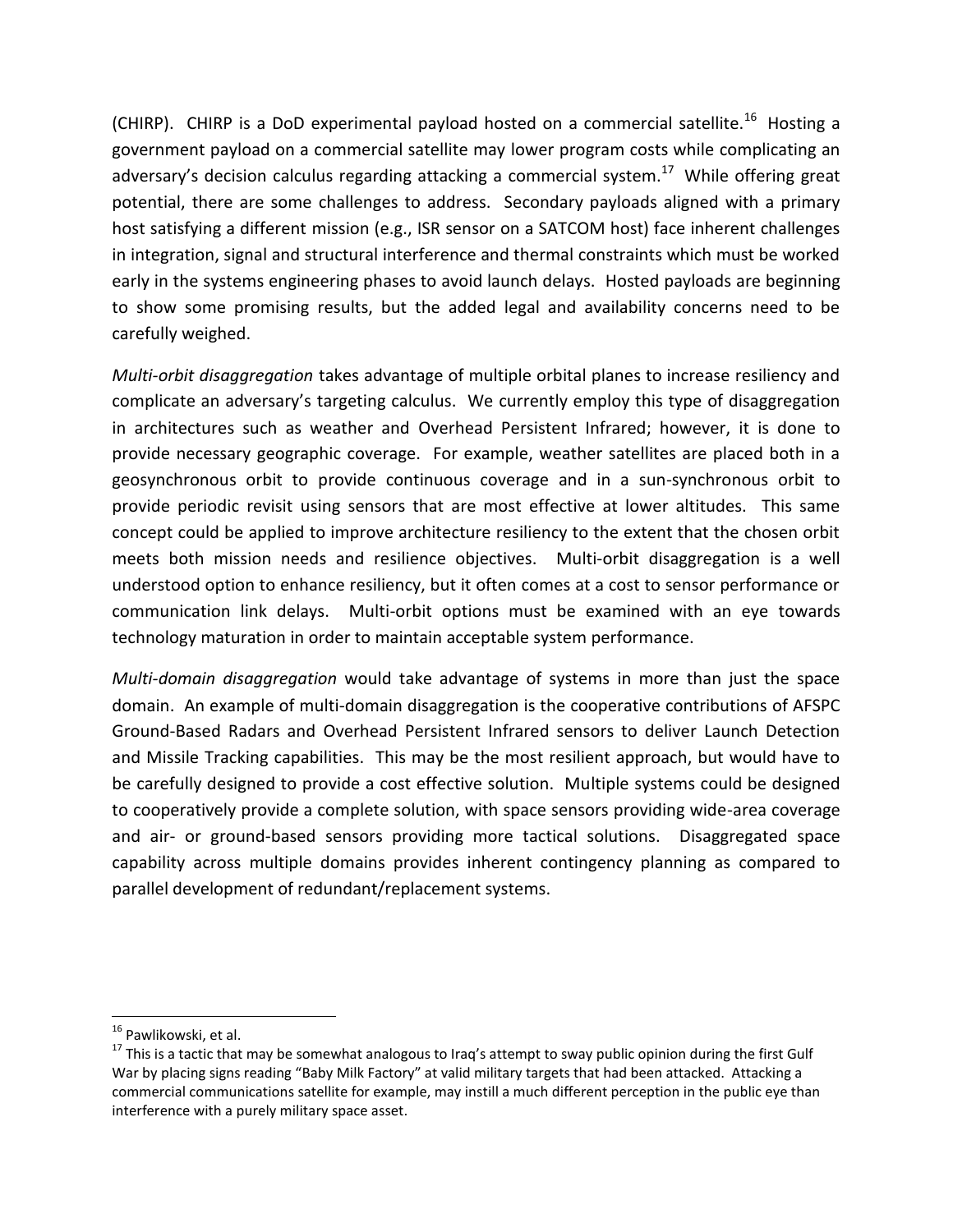(CHIRP). CHIRP is a DoD experimental payload hosted on a commercial satellite.[16] Hosting a government payload on a commercial satellite may lower program costs while complicating an adversary's decision calculus regarding attacking a commercial system.[17] While offering great potential, there are some challenges to address. Secondary payloads aligned with a primary host satisfying a different mission (e.g., ISR sensor on a SATCOM host) face inherent challenges in integration, signal and structural interference and thermal constraints which must be worked early in the systems engineering phases to avoid launch delays. Hosted payloads are beginning to show some promising results, but the added legal and availability concerns need to be carefully weighed.

*Multi-orbit disaggregation* takes advantage of multiple orbital planes to increase resiliency and complicate an adversary's targeting calculus. We currently employ this type of disaggregation in architectures such as weather and Overhead Persistent Infrared; however, it is done to provide necessary geographic coverage. For example, weather satellites are placed both in a geosynchronous orbit to provide continuous coverage and in a sun-synchronous orbit to provide periodic revisit using sensors that are most effective at lower altitudes. This same concept could be applied to improve architecture resiliency to the extent that the chosen orbit meets both mission needs and resilience objectives. Multi-orbit disaggregation is a well understood option to enhance resiliency, but it often comes at a cost to sensor performance or communication link delays. Multi-orbit options must be examined with an eye towards technology maturation in order to maintain acceptable system performance.

*Multi-domain disaggregation* would take advantage of systems in more than just the space domain. An example of multi-domain disaggregation is the cooperative contributions of AFSPC Ground-Based Radars and Overhead Persistent Infrared sensors to deliver Launch Detection and Missile Tracking capabilities. This may be the most resilient approach, but would have to be carefully designed to provide a cost effective solution. Multiple systems could be designed to cooperatively provide a complete solution, with space sensors providing wide-area coverage and air- or ground-based sensors providing more tactical solutions. Disaggregated space capability across multiple domains provides inherent contingency planning as compared to parallel development of redundant/replacement systems.

---

[16] Pawlikowski, et al.

[17] This is a tactic that may be somewhat analogous to Iraq's attempt to sway public opinion during the first Gulf War by placing signs reading "Baby Milk Factory" at valid military targets that had been attacked. Attacking a commercial communications satellite for example, may instill a much different perception in the public eye than interference with a purely military space asset.